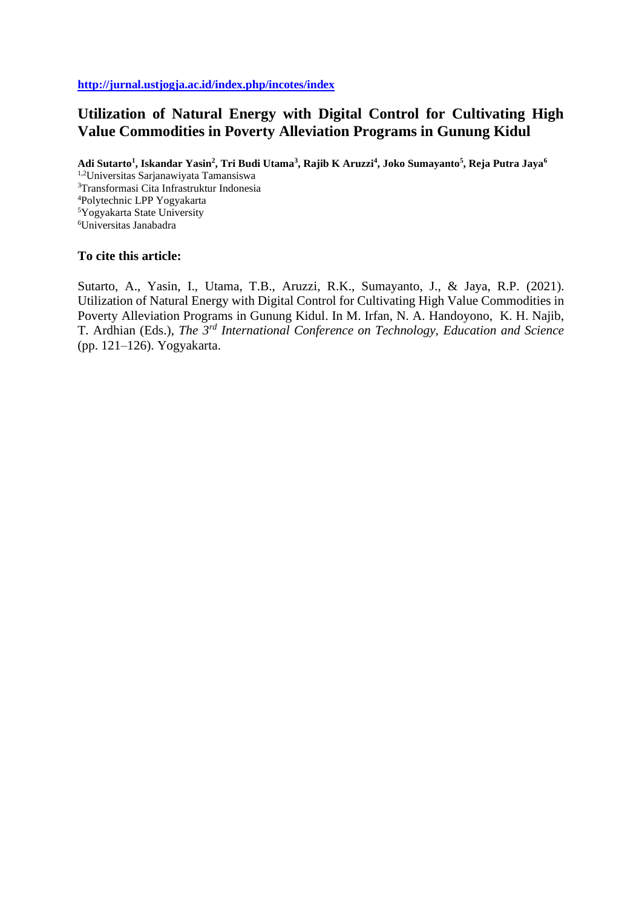http://jurnal.ustjogja.ac.id/index.php/incotes/index

# Utilization of Natural Energy with Digital Control for Cultivating High Value Commodities in Poverty Alleviation Programs in Gunung Kidul

**Adi Sutarto[1], Iskandar Yasin[2], Tri Budi Utama[3], Rajib K Aruzzi[4], Joko Sumayanto[5], Reja Putra Jaya[6]**

[1,2]Universitas Sarjanawiyata Tamansiswa
[3]Transformasi Cita Infrastruktur Indonesia
[4]Polytechnic LPP Yogyakarta
[5]Yogyakarta State University
[6]Universitas Janabadra

**To cite this article:**

Sutarto, A., Yasin, I., Utama, T.B., Aruzzi, R.K., Sumayanto, J., & Jaya, R.P. (2021). Utilization of Natural Energy with Digital Control for Cultivating High Value Commodities in Poverty Alleviation Programs in Gunung Kidul. In M. Irfan, N. A. Handoyono, K. H. Najib, T. Ardhian (Eds.), *The 3rd International Conference on Technology, Education and Science* (pp. 121–126). Yogyakarta.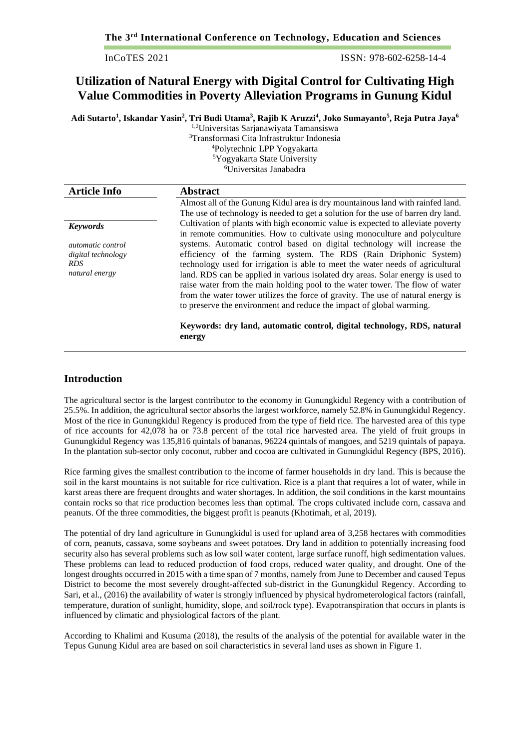# Utilization of Natural Energy with Digital Control for Cultivating High Value Commodities in Poverty Alleviation Programs in Gunung Kidul

**Adi Sutarto[1], Iskandar Yasin[2], Tri Budi Utama[3], Rajib K Aruzzi[4], Joko Sumayanto[5], Reja Putra Jaya[6]**

[1,2]Universitas Sarjanawiyata Tamansiswa
[3]Transformasi Cita Infrastruktur Indonesia
[4]Polytechnic LPP Yogyakarta
[5]Yogyakarta State University
[6]Universitas Janabadra

| Article Info | Abstract |
|---|---|
| ***Keywords*** <br><br> *automatic control* <br> *digital technology* <br> *RDS* <br> *natural energy* | Almost all of the Gunung Kidul area is dry mountainous land with rainfed land. The use of technology is needed to get a solution for the use of barren dry land. Cultivation of plants with high economic value is expected to alleviate poverty in remote communities. How to cultivate using monoculture and polyculture systems. Automatic control based on digital technology will increase the efficiency of the farming system. The RDS (Rain Driphonic System) technology used for irrigation is able to meet the water needs of agricultural land. RDS can be applied in various isolated dry areas. Solar energy is used to raise water from the main holding pool to the water tower. The flow of water from the water tower utilizes the force of gravity. The use of natural energy is to preserve the environment and reduce the impact of global warming. <br><br> **Keywords: dry land, automatic control, digital technology, RDS, natural energy** |

## Introduction

The agricultural sector is the largest contributor to the economy in Gunungkidul Regency with a contribution of 25.5%. In addition, the agricultural sector absorbs the largest workforce, namely 52.8% in Gunungkidul Regency. Most of the rice in Gunungkidul Regency is produced from the type of field rice. The harvested area of this type of rice accounts for 42,078 ha or 73.8 percent of the total rice harvested area. The yield of fruit groups in Gunungkidul Regency was 135,816 quintals of bananas, 96224 quintals of mangoes, and 5219 quintals of papaya. In the plantation sub-sector only coconut, rubber and cocoa are cultivated in Gunungkidul Regency (BPS, 2016).

Rice farming gives the smallest contribution to the income of farmer households in dry land. This is because the soil in the karst mountains is not suitable for rice cultivation. Rice is a plant that requires a lot of water, while in karst areas there are frequent droughts and water shortages. In addition, the soil conditions in the karst mountains contain rocks so that rice production becomes less than optimal. The crops cultivated include corn, cassava and peanuts. Of the three commodities, the biggest profit is peanuts (Khotimah, et al, 2019).

The potential of dry land agriculture in Gunungkidul is used for upland area of 3,258 hectares with commodities of corn, peanuts, cassava, some soybeans and sweet potatoes. Dry land in addition to potentially increasing food security also has several problems such as low soil water content, large surface runoff, high sedimentation values. These problems can lead to reduced production of food crops, reduced water quality, and drought. One of the longest droughts occurred in 2015 with a time span of 7 months, namely from June to December and caused Tepus District to become the most severely drought-affected sub-district in the Gunungkidul Regency. According to Sari, et al., (2016) the availability of water is strongly influenced by physical hydrometerological factors (rainfall, temperature, duration of sunlight, humidity, slope, and soil/rock type). Evapotranspiration that occurs in plants is influenced by climatic and physiological factors of the plant.

According to Khalimi and Kusuma (2018), the results of the analysis of the potential for available water in the Tepus Gunung Kidul area are based on soil characteristics in several land uses as shown in Figure 1.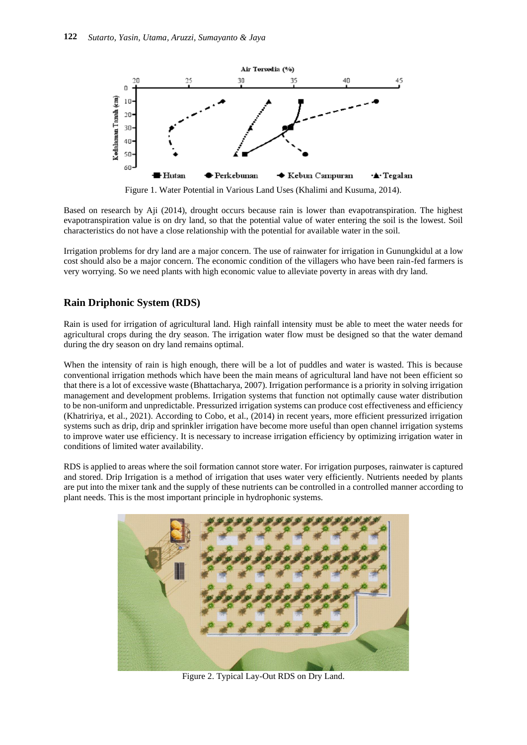Figure 1. Water Potential in Various Land Uses (Khalimi and Kusuma, 2014).

Based on research by Aji (2014), drought occurs because rain is lower than evapotranspiration. The highest evapotranspiration value is on dry land, so that the potential value of water entering the soil is the lowest. Soil characteristics do not have a close relationship with the potential for available water in the soil.

Irrigation problems for dry land are a major concern. The use of rainwater for irrigation in Gunungkidul at a low cost should also be a major concern. The economic condition of the villagers who have been rain-fed farmers is very worrying. So we need plants with high economic value to alleviate poverty in areas with dry land.

## Rain Driphonic System (RDS)

Rain is used for irrigation of agricultural land. High rainfall intensity must be able to meet the water needs for agricultural crops during the dry season. The irrigation water flow must be designed so that the water demand during the dry season on dry land remains optimal.

When the intensity of rain is high enough, there will be a lot of puddles and water is wasted. This is because conventional irrigation methods which have been the main means of agricultural land have not been efficient so that there is a lot of excessive waste (Bhattacharya, 2007). Irrigation performance is a priority in solving irrigation management and development problems. Irrigation systems that function not optimally cause water distribution to be non-uniform and unpredictable. Pressurized irrigation systems can produce cost effectiveness and efficiency (Khatririya, et al., 2021). According to Cobo, et al., (2014) in recent years, more efficient pressurized irrigation systems such as drip, drip and sprinkler irrigation have become more useful than open channel irrigation systems to improve water use efficiency. It is necessary to increase irrigation efficiency by optimizing irrigation water in conditions of limited water availability.

RDS is applied to areas where the soil formation cannot store water. For irrigation purposes, rainwater is captured and stored. Drip Irrigation is a method of irrigation that uses water very efficiently. Nutrients needed by plants are put into the mixer tank and the supply of these nutrients can be controlled in a controlled manner according to plant needs. This is the most important principle in hydrophonic systems.

Figure 2. Typical Lay-Out RDS on Dry Land.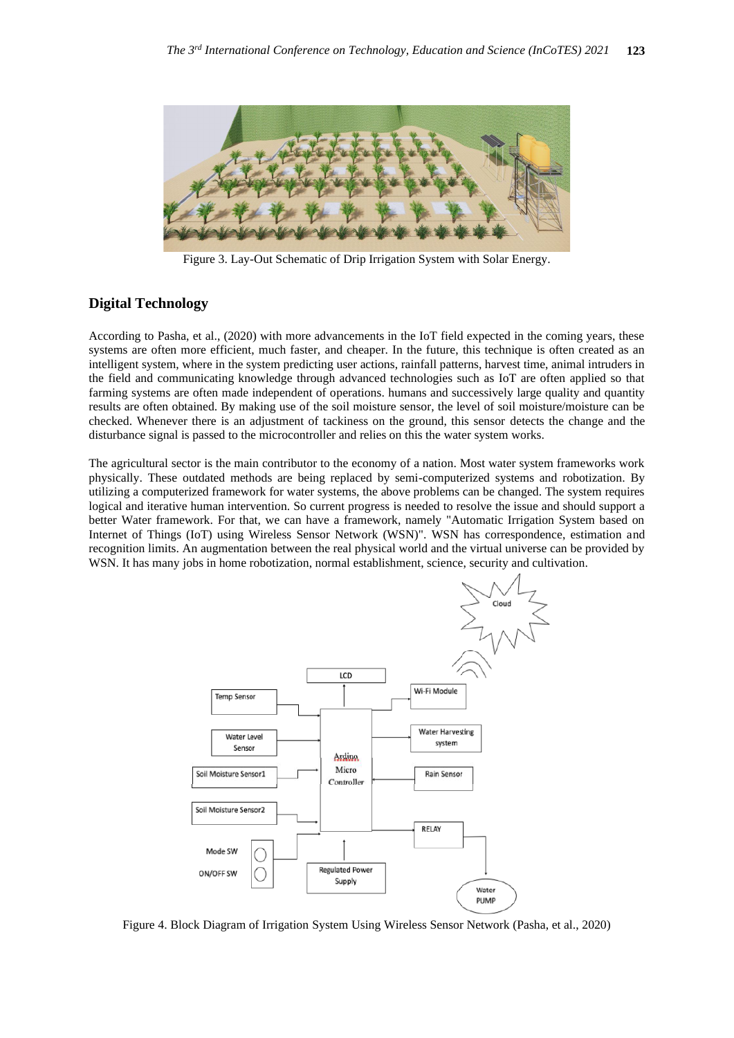Figure 3. Lay-Out Schematic of Drip Irrigation System with Solar Energy.

## Digital Technology

According to Pasha, et al., (2020) with more advancements in the IoT field expected in the coming years, these systems are often more efficient, much faster, and cheaper. In the future, this technique is often created as an intelligent system, where in the system predicting user actions, rainfall patterns, harvest time, animal intruders in the field and communicating knowledge through advanced technologies such as IoT are often applied so that farming systems are often made independent of operations. humans and successively large quality and quantity results are often obtained. By making use of the soil moisture sensor, the level of soil moisture/moisture can be checked. Whenever there is an adjustment of tackiness on the ground, this sensor detects the change and the disturbance signal is passed to the microcontroller and relies on this the water system works.

The agricultural sector is the main contributor to the economy of a nation. Most water system frameworks work physically. These outdated methods are being replaced by semi-computerized systems and robotization. By utilizing a computerized framework for water systems, the above problems can be changed. The system requires logical and iterative human intervention. So current progress is needed to resolve the issue and should support a better Water framework. For that, we can have a framework, namely "Automatic Irrigation System based on Internet of Things (IoT) using Wireless Sensor Network (WSN)". WSN has correspondence, estimation and recognition limits. An augmentation between the real physical world and the virtual universe can be provided by WSN. It has many jobs in home robotization, normal establishment, science, security and cultivation.

Figure 4. Block Diagram of Irrigation System Using Wireless Sensor Network (Pasha, et al., 2020)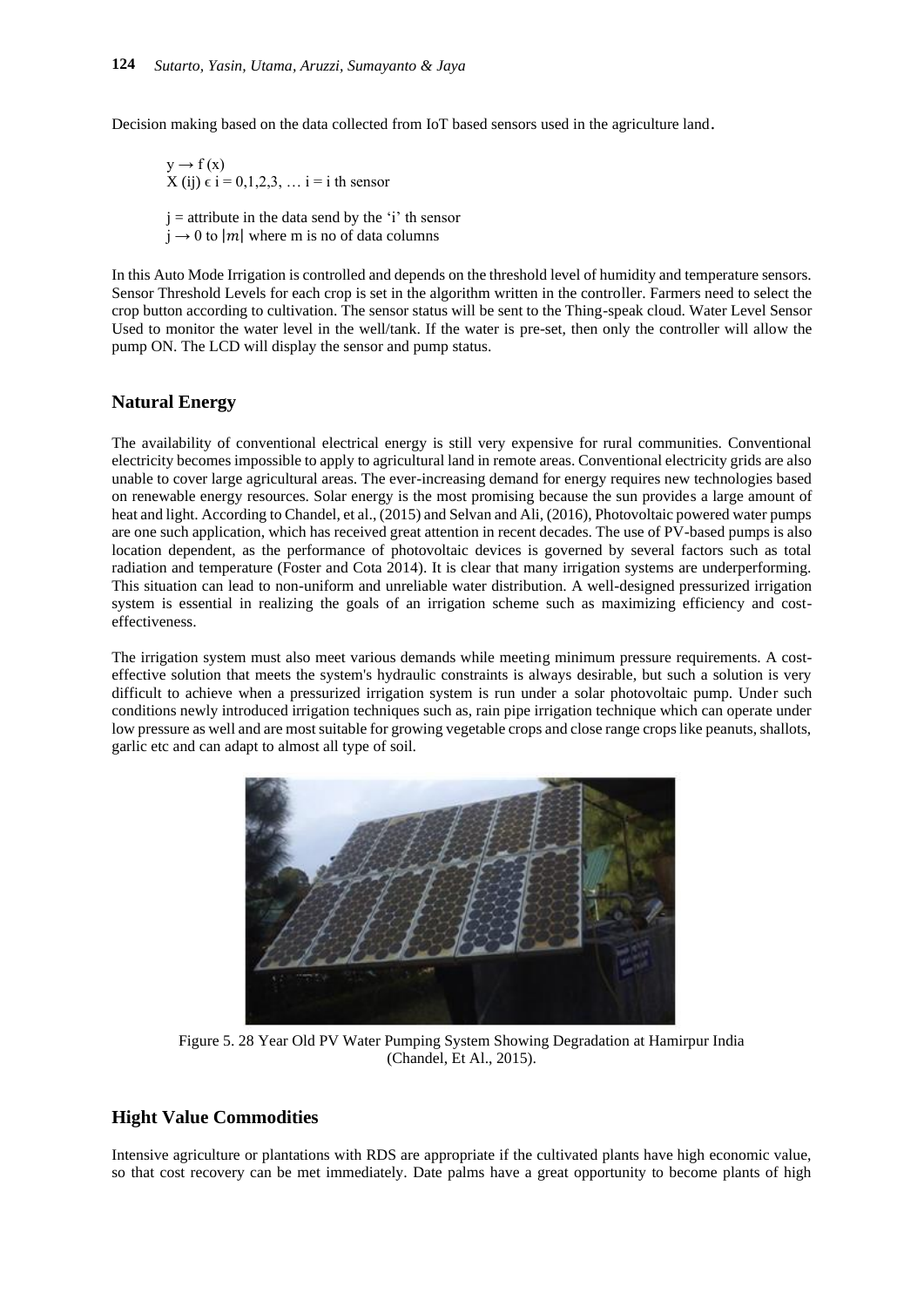Decision making based on the data collected from IoT based sensors used in the agriculture land.

$y \rightarrow f(x)$
$X(ij) \in i = 0,1,2,3, \ldots\ i = i$ th sensor

$j$ = attribute in the data send by the 'i' th sensor
$j \rightarrow 0$ to $|m|$ where m is no of data columns

In this Auto Mode Irrigation is controlled and depends on the threshold level of humidity and temperature sensors. Sensor Threshold Levels for each crop is set in the algorithm written in the controller. Farmers need to select the crop button according to cultivation. The sensor status will be sent to the Thing-speak cloud. Water Level Sensor Used to monitor the water level in the well/tank. If the water is pre-set, then only the controller will allow the pump ON. The LCD will display the sensor and pump status.

## Natural Energy

The availability of conventional electrical energy is still very expensive for rural communities. Conventional electricity becomes impossible to apply to agricultural land in remote areas. Conventional electricity grids are also unable to cover large agricultural areas. The ever-increasing demand for energy requires new technologies based on renewable energy resources. Solar energy is the most promising because the sun provides a large amount of heat and light. According to Chandel, et al., (2015) and Selvan and Ali, (2016), Photovoltaic powered water pumps are one such application, which has received great attention in recent decades. The use of PV-based pumps is also location dependent, as the performance of photovoltaic devices is governed by several factors such as total radiation and temperature (Foster and Cota 2014). It is clear that many irrigation systems are underperforming. This situation can lead to non-uniform and unreliable water distribution. A well-designed pressurized irrigation system is essential in realizing the goals of an irrigation scheme such as maximizing efficiency and cost-effectiveness.

The irrigation system must also meet various demands while meeting minimum pressure requirements. A cost-effective solution that meets the system's hydraulic constraints is always desirable, but such a solution is very difficult to achieve when a pressurized irrigation system is run under a solar photovoltaic pump. Under such conditions newly introduced irrigation techniques such as, rain pipe irrigation technique which can operate under low pressure as well and are most suitable for growing vegetable crops and close range crops like peanuts, shallots, garlic etc and can adapt to almost all type of soil.

Figure 5. 28 Year Old PV Water Pumping System Showing Degradation at Hamirpur India (Chandel, Et Al., 2015).

## Hight Value Commodities

Intensive agriculture or plantations with RDS are appropriate if the cultivated plants have high economic value, so that cost recovery can be met immediately. Date palms have a great opportunity to become plants of high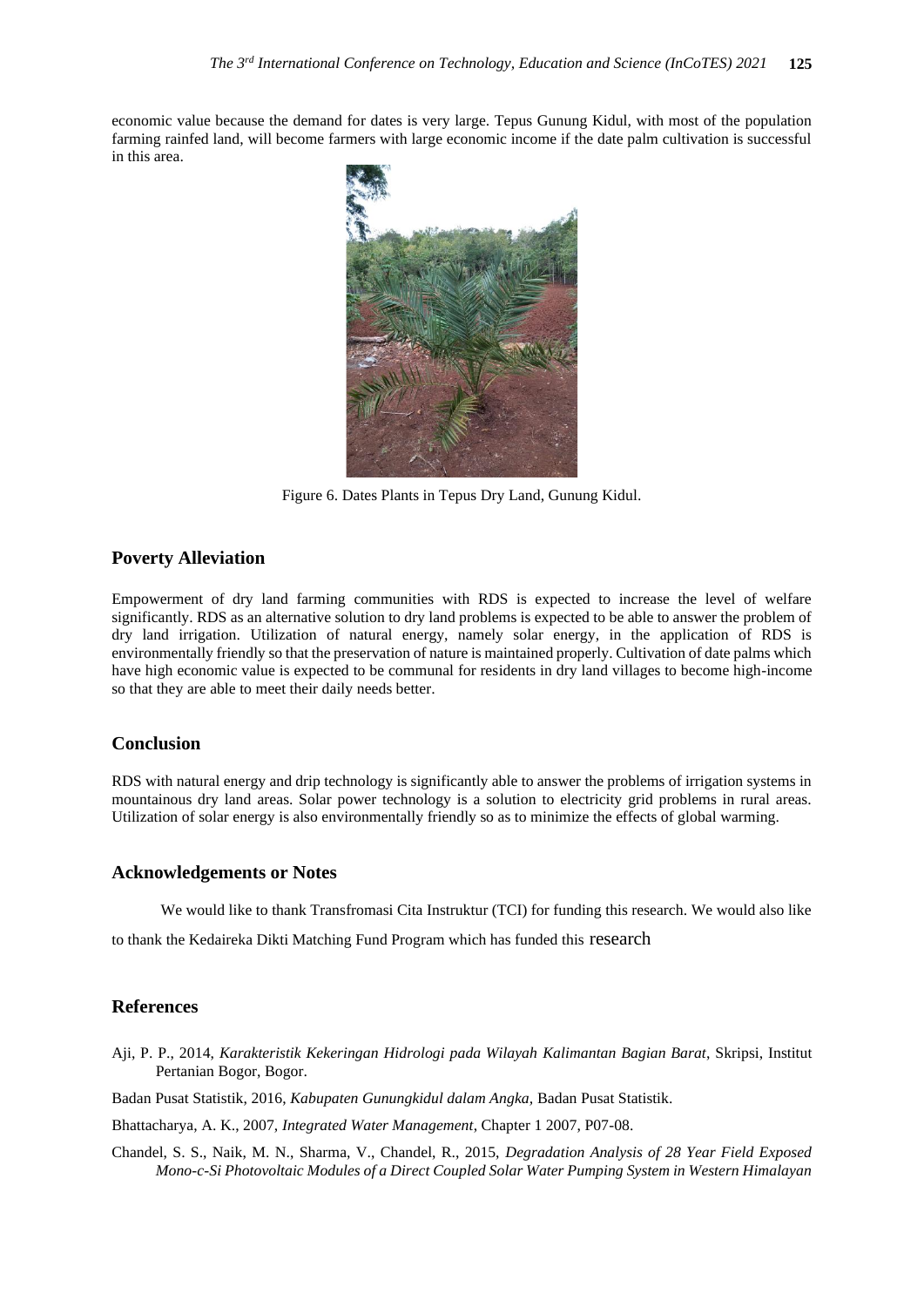economic value because the demand for dates is very large. Tepus Gunung Kidul, with most of the population farming rainfed land, will become farmers with large economic income if the date palm cultivation is successful in this area.

Figure 6. Dates Plants in Tepus Dry Land, Gunung Kidul.

## Poverty Alleviation

Empowerment of dry land farming communities with RDS is expected to increase the level of welfare significantly. RDS as an alternative solution to dry land problems is expected to be able to answer the problem of dry land irrigation. Utilization of natural energy, namely solar energy, in the application of RDS is environmentally friendly so that the preservation of nature is maintained properly. Cultivation of date palms which have high economic value is expected to be communal for residents in dry land villages to become high-income so that they are able to meet their daily needs better.

## Conclusion

RDS with natural energy and drip technology is significantly able to answer the problems of irrigation systems in mountainous dry land areas. Solar power technology is a solution to electricity grid problems in rural areas. Utilization of solar energy is also environmentally friendly so as to minimize the effects of global warming.

## Acknowledgements or Notes

We would like to thank Transfromasi Cita Instruktur (TCI) for funding this research. We would also like to thank the Kedaireka Dikti Matching Fund Program which has funded this research

## References

Aji, P. P., 2014, *Karakteristik Kekeringan Hidrologi pada Wilayah Kalimantan Bagian Barat*, Skripsi, Institut Pertanian Bogor, Bogor.

Badan Pusat Statistik, 2016, *Kabupaten Gunungkidul dalam Angka,* Badan Pusat Statistik.

Bhattacharya, A. K., 2007, *Integrated Water Management*, Chapter 1 2007, P07-08.

Chandel, S. S., Naik, M. N., Sharma, V., Chandel, R., 2015, *Degradation Analysis of 28 Year Field Exposed Mono-c-Si Photovoltaic Modules of a Direct Coupled Solar Water Pumping System in Western Himalayan*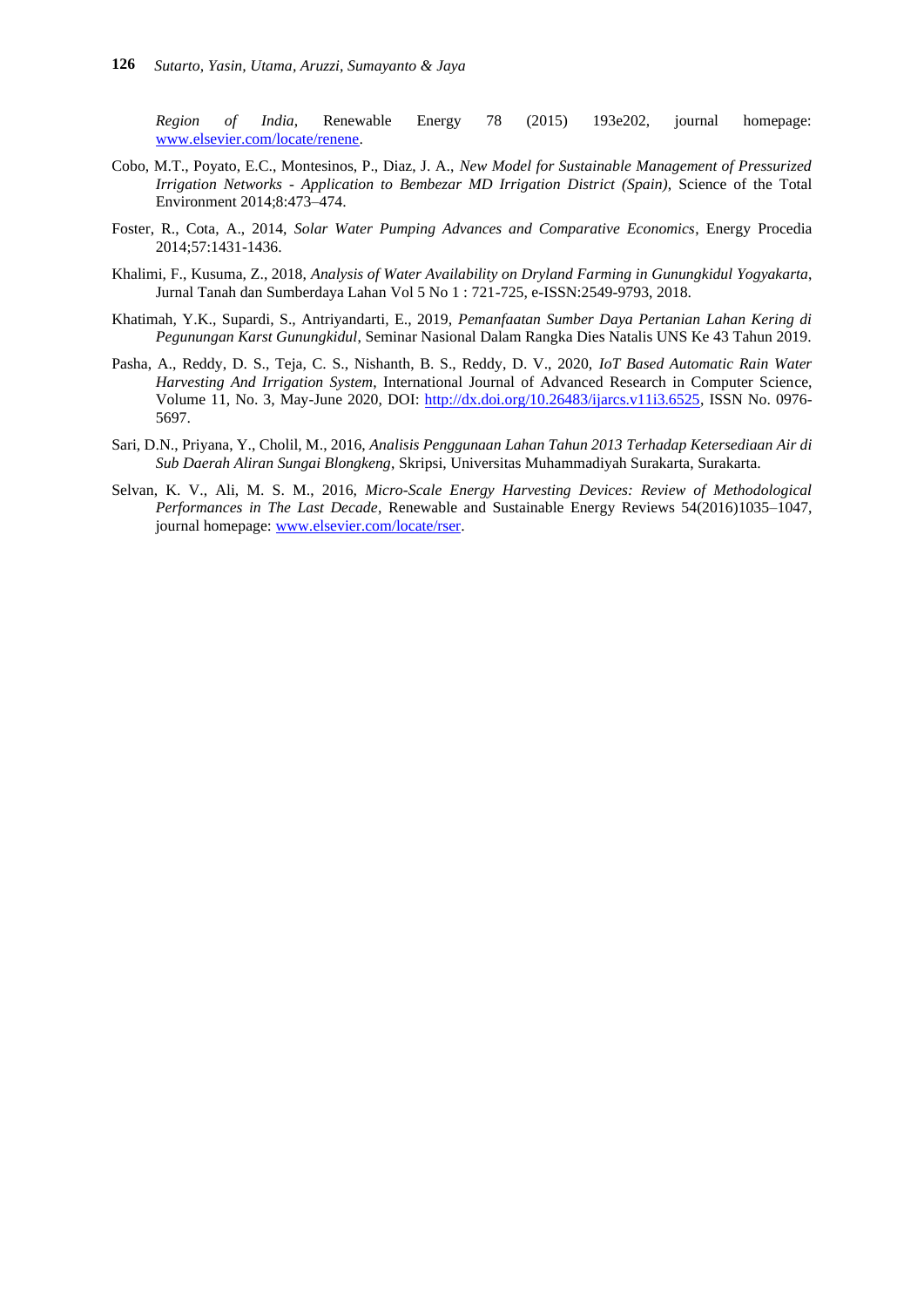*Region of India*, Renewable Energy 78 (2015) 193e202, journal homepage: www.elsevier.com/locate/renene.

Cobo, M.T., Poyato, E.C., Montesinos, P., Diaz, J. A., *New Model for Sustainable Management of Pressurized Irrigation Networks - Application to Bembezar MD Irrigation District (Spain)*, Science of the Total Environment 2014;8:473–474.

Foster, R., Cota, A., 2014, *Solar Water Pumping Advances and Comparative Economics*, Energy Procedia 2014;57:1431-1436.

Khalimi, F., Kusuma, Z., 2018, *Analysis of Water Availability on Dryland Farming in Gunungkidul Yogyakarta*, Jurnal Tanah dan Sumberdaya Lahan Vol 5 No 1 : 721-725, e-ISSN:2549-9793, 2018.

Khatimah, Y.K., Supardi, S., Antriyandarti, E., 2019, *Pemanfaatan Sumber Daya Pertanian Lahan Kering di Pegunungan Karst Gunungkidul*, Seminar Nasional Dalam Rangka Dies Natalis UNS Ke 43 Tahun 2019.

Pasha, A., Reddy, D. S., Teja, C. S., Nishanth, B. S., Reddy, D. V., 2020, *IoT Based Automatic Rain Water Harvesting And Irrigation System*, International Journal of Advanced Research in Computer Science, Volume 11, No. 3, May-June 2020, DOI: http://dx.doi.org/10.26483/ijarcs.v11i3.6525, ISSN No. 0976-5697.

Sari, D.N., Priyana, Y., Cholil, M., 2016, *Analisis Penggunaan Lahan Tahun 2013 Terhadap Ketersediaan Air di Sub Daerah Aliran Sungai Blongkeng*, Skripsi, Universitas Muhammadiyah Surakarta, Surakarta.

Selvan, K. V., Ali, M. S. M., 2016, *Micro-Scale Energy Harvesting Devices: Review of Methodological Performances in The Last Decade*, Renewable and Sustainable Energy Reviews 54(2016)1035–1047, journal homepage: www.elsevier.com/locate/rser.